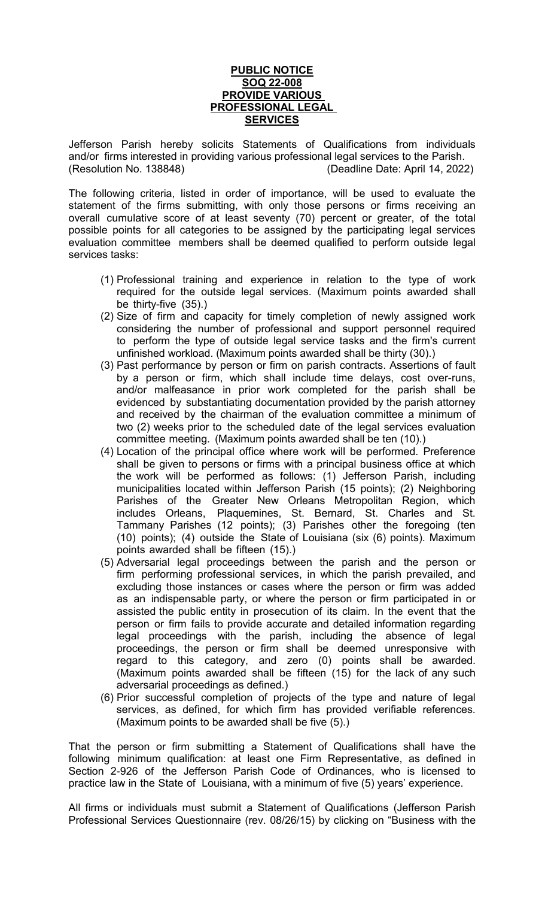**PUBLIC NOTICE**
**SOQ 22-008**
**PROVIDE VARIOUS PROFESSIONAL LEGAL SERVICES**

Jefferson Parish hereby solicits Statements of Qualifications from individuals and/or firms interested in providing various professional legal services to the Parish. (Resolution No. 138848) (Deadline Date: April 14, 2022)

The following criteria, listed in order of importance, will be used to evaluate the statement of the firms submitting, with only those persons or firms receiving an overall cumulative score of at least seventy (70) percent or greater, of the total possible points for all categories to be assigned by the participating legal services evaluation committee members shall be deemed qualified to perform outside legal services tasks:

1. Professional training and experience in relation to the type of work required for the outside legal services. (Maximum points awarded shall be thirty-five (35).)
2. Size of firm and capacity for timely completion of newly assigned work considering the number of professional and support personnel required to perform the type of outside legal service tasks and the firm's current unfinished workload. (Maximum points awarded shall be thirty (30).)
3. Past performance by person or firm on parish contracts. Assertions of fault by a person or firm, which shall include time delays, cost over-runs, and/or malfeasance in prior work completed for the parish shall be evidenced by substantiating documentation provided by the parish attorney and received by the chairman of the evaluation committee a minimum of two (2) weeks prior to the scheduled date of the legal services evaluation committee meeting. (Maximum points awarded shall be ten (10).)
4. Location of the principal office where work will be performed. Preference shall be given to persons or firms with a principal business office at which the work will be performed as follows: (1) Jefferson Parish, including municipalities located within Jefferson Parish (15 points); (2) Neighboring Parishes of the Greater New Orleans Metropolitan Region, which includes Orleans, Plaquemines, St. Bernard, St. Charles and St. Tammany Parishes (12 points); (3) Parishes other the foregoing (ten (10) points); (4) outside the State of Louisiana (six (6) points). Maximum points awarded shall be fifteen (15).)
5. Adversarial legal proceedings between the parish and the person or firm performing professional services, in which the parish prevailed, and excluding those instances or cases where the person or firm was added as an indispensable party, or where the person or firm participated in or assisted the public entity in prosecution of its claim. In the event that the person or firm fails to provide accurate and detailed information regarding legal proceedings with the parish, including the absence of legal proceedings, the person or firm shall be deemed unresponsive with regard to this category, and zero (0) points shall be awarded. (Maximum points awarded shall be fifteen (15) for the lack of any such adversarial proceedings as defined.)
6. Prior successful completion of projects of the type and nature of legal services, as defined, for which firm has provided verifiable references. (Maximum points to be awarded shall be five (5).)

That the person or firm submitting a Statement of Qualifications shall have the following minimum qualification: at least one Firm Representative, as defined in Section 2-926 of the Jefferson Parish Code of Ordinances, who is licensed to practice law in the State of Louisiana, with a minimum of five (5) years' experience.

All firms or individuals must submit a Statement of Qualifications (Jefferson Parish Professional Services Questionnaire (rev. 08/26/15) by clicking on "Business with the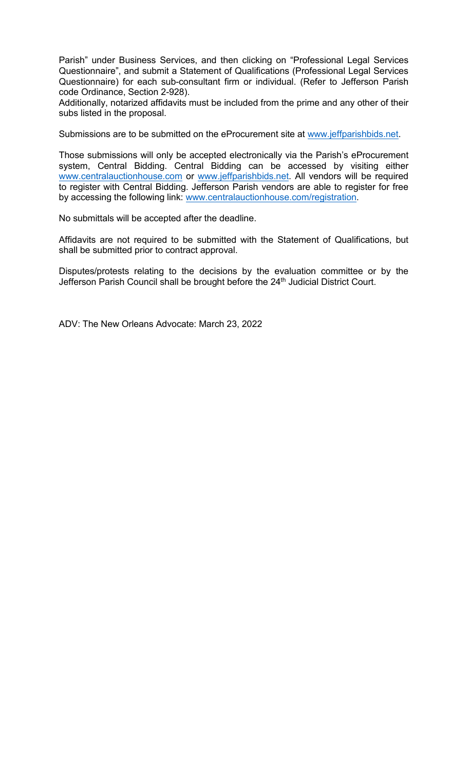Parish" under Business Services, and then clicking on "Professional Legal Services Questionnaire", and submit a Statement of Qualifications (Professional Legal Services Questionnaire) for each sub-consultant firm or individual. (Refer to Jefferson Parish code Ordinance, Section 2-928).
Additionally, notarized affidavits must be included from the prime and any other of their subs listed in the proposal.

Submissions are to be submitted on the eProcurement site at www.jeffparishbids.net.

Those submissions will only be accepted electronically via the Parish's eProcurement system, Central Bidding. Central Bidding can be accessed by visiting either www.centralauctionhouse.com or www.jeffparishbids.net. All vendors will be required to register with Central Bidding. Jefferson Parish vendors are able to register for free by accessing the following link: www.centralauctionhouse.com/registration.

No submittals will be accepted after the deadline.

Affidavits are not required to be submitted with the Statement of Qualifications, but shall be submitted prior to contract approval.

Disputes/protests relating to the decisions by the evaluation committee or by the Jefferson Parish Council shall be brought before the 24th Judicial District Court.

ADV: The New Orleans Advocate: March 23, 2022